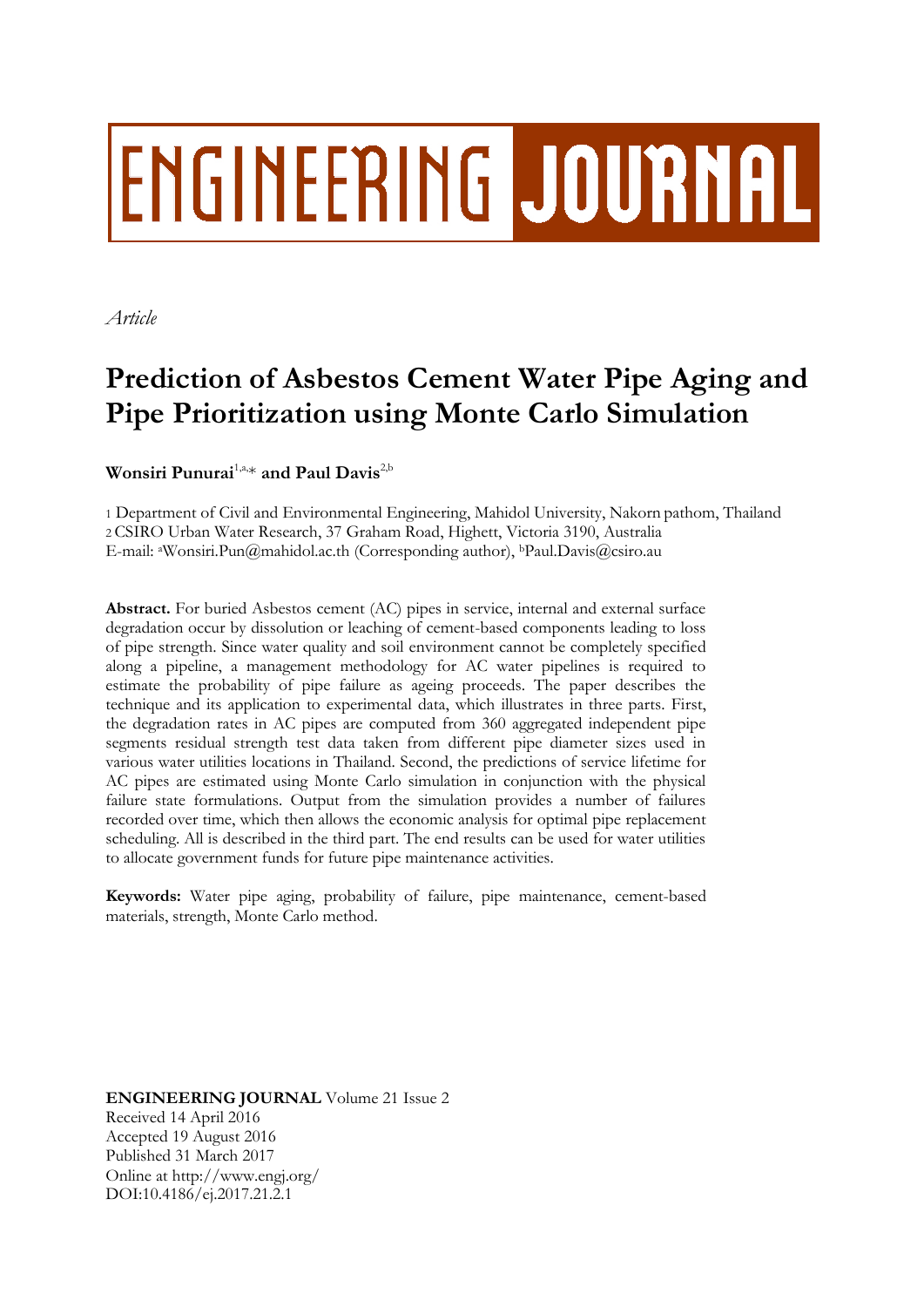ENGINEERING JOURNAL

*Article*

# Prediction of Asbestos Cement Water Pipe Aging and Pipe Prioritization using Monte Carlo Simulation

**Wonsiri Punurai**[1,a,*] **and Paul Davis**[2,b]

1 Department of Civil and Environmental Engineering, Mahidol University, Nakorn pathom, Thailand
2 CSIRO Urban Water Research, 37 Graham Road, Highett, Victoria 3190, Australia
E-mail: [a]Wonsiri.Pun@mahidol.ac.th (Corresponding author), [b]Paul.Davis@csiro.au

**Abstract.** For buried Asbestos cement (AC) pipes in service, internal and external surface degradation occur by dissolution or leaching of cement-based components leading to loss of pipe strength. Since water quality and soil environment cannot be completely specified along a pipeline, a management methodology for AC water pipelines is required to estimate the probability of pipe failure as ageing proceeds. The paper describes the technique and its application to experimental data, which illustrates in three parts. First, the degradation rates in AC pipes are computed from 360 aggregated independent pipe segments residual strength test data taken from different pipe diameter sizes used in various water utilities locations in Thailand. Second, the predictions of service lifetime for AC pipes are estimated using Monte Carlo simulation in conjunction with the physical failure state formulations. Output from the simulation provides a number of failures recorded over time, which then allows the economic analysis for optimal pipe replacement scheduling. All is described in the third part. The end results can be used for water utilities to allocate government funds for future pipe maintenance activities.

**Keywords:** Water pipe aging, probability of failure, pipe maintenance, cement-based materials, strength, Monte Carlo method.

**ENGINEERING JOURNAL** Volume 21 Issue 2
Received 14 April 2016
Accepted 19 August 2016
Published 31 March 2017
Online at http://www.engj.org/
DOI:10.4186/ej.2017.21.2.1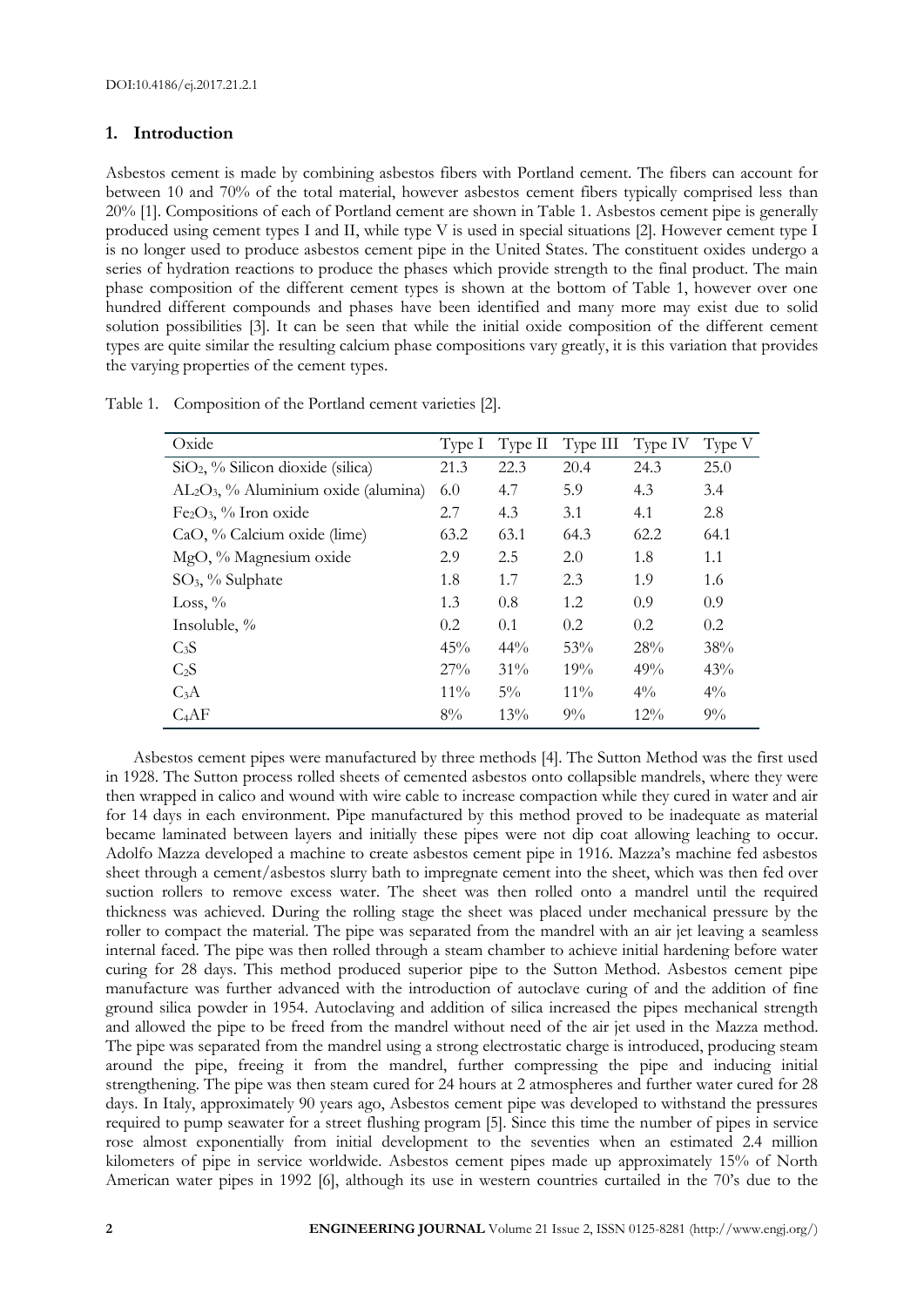## 1. Introduction

Asbestos cement is made by combining asbestos fibers with Portland cement. The fibers can account for between 10 and 70% of the total material, however asbestos cement fibers typically comprised less than 20% [1]. Compositions of each of Portland cement are shown in Table 1. Asbestos cement pipe is generally produced using cement types I and II, while type V is used in special situations [2]. However cement type I is no longer used to produce asbestos cement pipe in the United States. The constituent oxides undergo a series of hydration reactions to produce the phases which provide strength to the final product. The main phase composition of the different cement types is shown at the bottom of Table 1, however over one hundred different compounds and phases have been identified and many more may exist due to solid solution possibilities [3]. It can be seen that while the initial oxide composition of the different cement types are quite similar the resulting calcium phase compositions vary greatly, it is this variation that provides the varying properties of the cement types.

Table 1. Composition of the Portland cement varieties [2].

| Oxide | Type I | Type II | Type III | Type IV | Type V |
|---|---|---|---|---|---|
| $SiO_2$, % Silicon dioxide (silica) | 21.3 | 22.3 | 20.4 | 24.3 | 25.0 |
| $AL_2O_3$, % Aluminium oxide (alumina) | 6.0 | 4.7 | 5.9 | 4.3 | 3.4 |
| $Fe_2O_3$, % Iron oxide | 2.7 | 4.3 | 3.1 | 4.1 | 2.8 |
| CaO, % Calcium oxide (lime) | 63.2 | 63.1 | 64.3 | 62.2 | 64.1 |
| MgO, % Magnesium oxide | 2.9 | 2.5 | 2.0 | 1.8 | 1.1 |
| $SO_3$, % Sulphate | 1.8 | 1.7 | 2.3 | 1.9 | 1.6 |
| Loss, % | 1.3 | 0.8 | 1.2 | 0.9 | 0.9 |
| Insoluble, % | 0.2 | 0.1 | 0.2 | 0.2 | 0.2 |
| $C_3S$ | 45% | 44% | 53% | 28% | 38% |
| $C_2S$ | 27% | 31% | 19% | 49% | 43% |
| $C_3A$ | 11% | 5% | 11% | 4% | 4% |
| $C_4AF$ | 8% | 13% | 9% | 12% | 9% |

Asbestos cement pipes were manufactured by three methods [4]. The Sutton Method was the first used in 1928. The Sutton process rolled sheets of cemented asbestos onto collapsible mandrels, where they were then wrapped in calico and wound with wire cable to increase compaction while they cured in water and air for 14 days in each environment. Pipe manufactured by this method proved to be inadequate as material became laminated between layers and initially these pipes were not dip coat allowing leaching to occur. Adolfo Mazza developed a machine to create asbestos cement pipe in 1916. Mazza's machine fed asbestos sheet through a cement/asbestos slurry bath to impregnate cement into the sheet, which was then fed over suction rollers to remove excess water. The sheet was then rolled onto a mandrel until the required thickness was achieved. During the rolling stage the sheet was placed under mechanical pressure by the roller to compact the material. The pipe was separated from the mandrel with an air jet leaving a seamless internal faced. The pipe was then rolled through a steam chamber to achieve initial hardening before water curing for 28 days. This method produced superior pipe to the Sutton Method. Asbestos cement pipe manufacture was further advanced with the introduction of autoclave curing of and the addition of fine ground silica powder in 1954. Autoclaving and addition of silica increased the pipes mechanical strength and allowed the pipe to be freed from the mandrel without need of the air jet used in the Mazza method. The pipe was separated from the mandrel using a strong electrostatic charge is introduced, producing steam around the pipe, freeing it from the mandrel, further compressing the pipe and inducing initial strengthening. The pipe was then steam cured for 24 hours at 2 atmospheres and further water cured for 28 days. In Italy, approximately 90 years ago, Asbestos cement pipe was developed to withstand the pressures required to pump seawater for a street flushing program [5]. Since this time the number of pipes in service rose almost exponentially from initial development to the seventies when an estimated 2.4 million kilometers of pipe in service worldwide. Asbestos cement pipes made up approximately 15% of North American water pipes in 1992 [6], although its use in western countries curtailed in the 70's due to the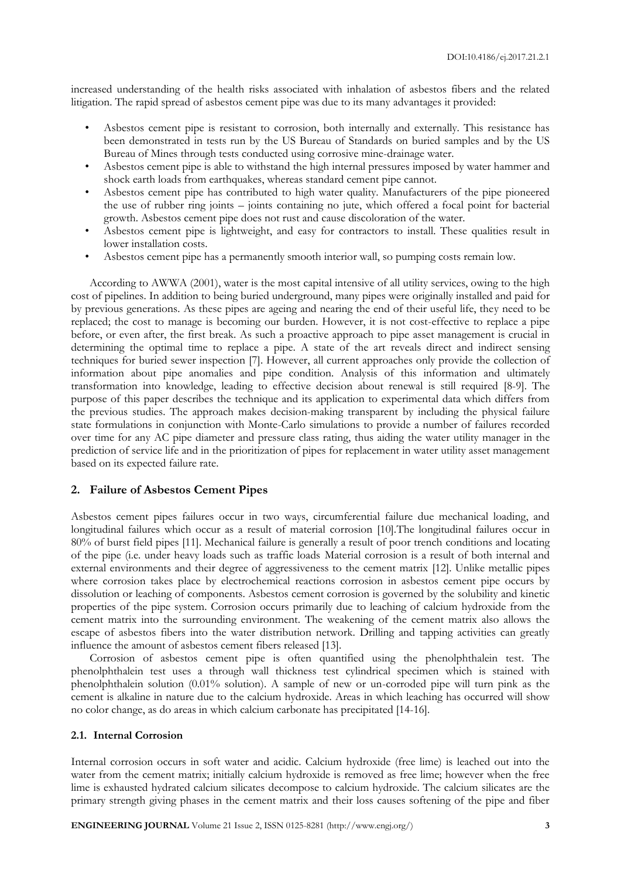increased understanding of the health risks associated with inhalation of asbestos fibers and the related litigation. The rapid spread of asbestos cement pipe was due to its many advantages it provided:

- Asbestos cement pipe is resistant to corrosion, both internally and externally. This resistance has been demonstrated in tests run by the US Bureau of Standards on buried samples and by the US Bureau of Mines through tests conducted using corrosive mine-drainage water.
- Asbestos cement pipe is able to withstand the high internal pressures imposed by water hammer and shock earth loads from earthquakes, whereas standard cement pipe cannot.
- Asbestos cement pipe has contributed to high water quality. Manufacturers of the pipe pioneered the use of rubber ring joints – joints containing no jute, which offered a focal point for bacterial growth. Asbestos cement pipe does not rust and cause discoloration of the water.
- Asbestos cement pipe is lightweight, and easy for contractors to install. These qualities result in lower installation costs.
- Asbestos cement pipe has a permanently smooth interior wall, so pumping costs remain low.

According to AWWA (2001), water is the most capital intensive of all utility services, owing to the high cost of pipelines. In addition to being buried underground, many pipes were originally installed and paid for by previous generations. As these pipes are ageing and nearing the end of their useful life, they need to be replaced; the cost to manage is becoming our burden. However, it is not cost-effective to replace a pipe before, or even after, the first break. As such a proactive approach to pipe asset management is crucial in determining the optimal time to replace a pipe. A state of the art reveals direct and indirect sensing techniques for buried sewer inspection [7]. However, all current approaches only provide the collection of information about pipe anomalies and pipe condition. Analysis of this information and ultimately transformation into knowledge, leading to effective decision about renewal is still required [8-9]. The purpose of this paper describes the technique and its application to experimental data which differs from the previous studies. The approach makes decision-making transparent by including the physical failure state formulations in conjunction with Monte-Carlo simulations to provide a number of failures recorded over time for any AC pipe diameter and pressure class rating, thus aiding the water utility manager in the prediction of service life and in the prioritization of pipes for replacement in water utility asset management based on its expected failure rate.

## 2. Failure of Asbestos Cement Pipes

Asbestos cement pipes failures occur in two ways, circumferential failure due mechanical loading, and longitudinal failures which occur as a result of material corrosion [10].The longitudinal failures occur in 80% of burst field pipes [11]. Mechanical failure is generally a result of poor trench conditions and locating of the pipe (i.e. under heavy loads such as traffic loads Material corrosion is a result of both internal and external environments and their degree of aggressiveness to the cement matrix [12]. Unlike metallic pipes where corrosion takes place by electrochemical reactions corrosion in asbestos cement pipe occurs by dissolution or leaching of components. Asbestos cement corrosion is governed by the solubility and kinetic properties of the pipe system. Corrosion occurs primarily due to leaching of calcium hydroxide from the cement matrix into the surrounding environment. The weakening of the cement matrix also allows the escape of asbestos fibers into the water distribution network. Drilling and tapping activities can greatly influence the amount of asbestos cement fibers released [13].

Corrosion of asbestos cement pipe is often quantified using the phenolphthalein test. The phenolphthalein test uses a through wall thickness test cylindrical specimen which is stained with phenolphthalein solution (0.01% solution). A sample of new or un-corroded pipe will turn pink as the cement is alkaline in nature due to the calcium hydroxide. Areas in which leaching has occurred will show no color change, as do areas in which calcium carbonate has precipitated [14-16].

### 2.1. Internal Corrosion

Internal corrosion occurs in soft water and acidic. Calcium hydroxide (free lime) is leached out into the water from the cement matrix; initially calcium hydroxide is removed as free lime; however when the free lime is exhausted hydrated calcium silicates decompose to calcium hydroxide. The calcium silicates are the primary strength giving phases in the cement matrix and their loss causes softening of the pipe and fiber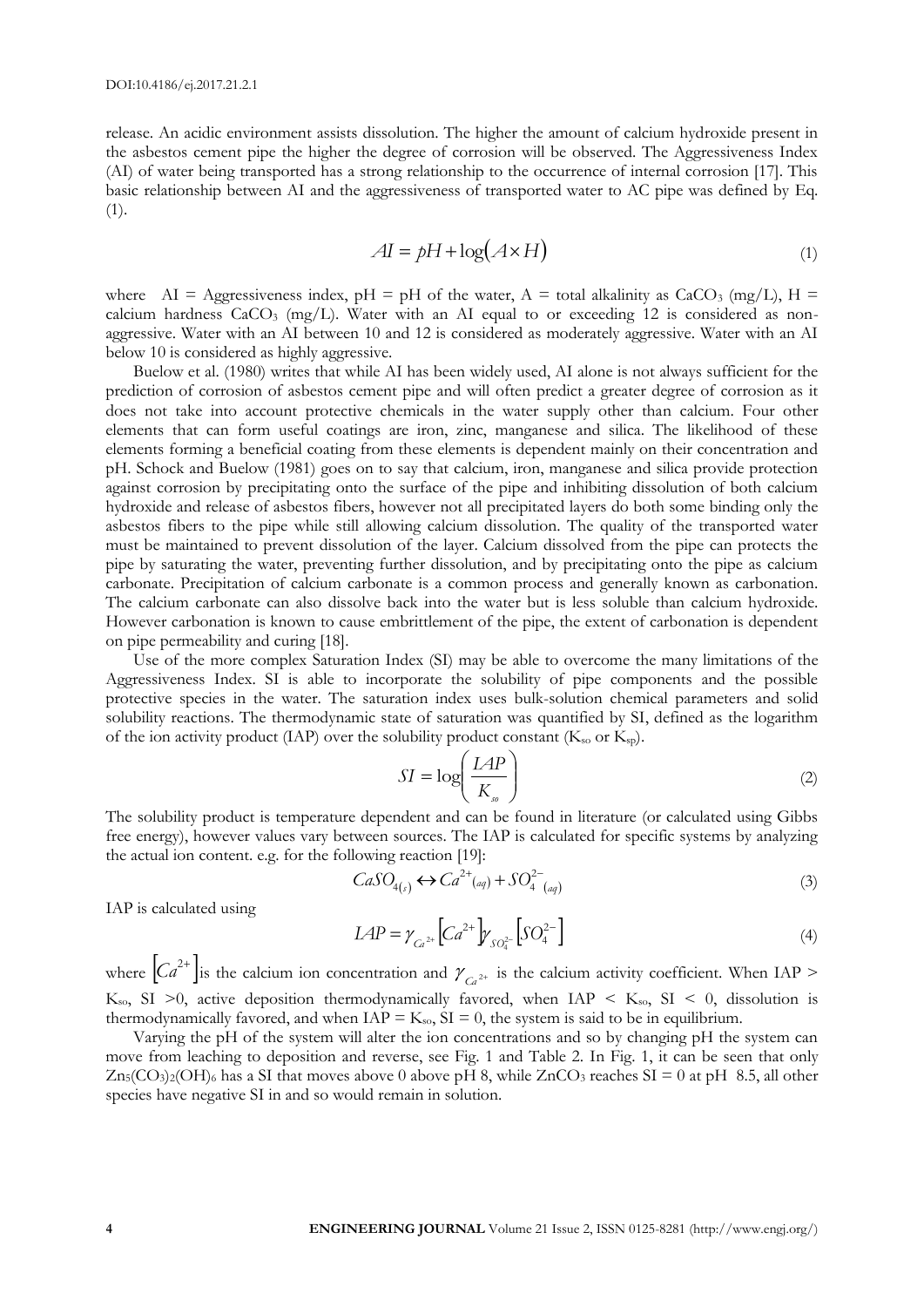release. An acidic environment assists dissolution. The higher the amount of calcium hydroxide present in the asbestos cement pipe the higher the degree of corrosion will be observed. The Aggressiveness Index (AI) of water being transported has a strong relationship to the occurrence of internal corrosion [17]. This basic relationship between AI and the aggressiveness of transported water to AC pipe was defined by Eq. (1).

$$AI = pH + \log(A \times H) \tag{1}$$

where AI = Aggressiveness index, pH = pH of the water, A = total alkalinity as $CaCO_3$ (mg/L), H = calcium hardness $CaCO_3$ (mg/L). Water with an AI equal to or exceeding 12 is considered as non-aggressive. Water with an AI between 10 and 12 is considered as moderately aggressive. Water with an AI below 10 is considered as highly aggressive.

Buelow et al. (1980) writes that while AI has been widely used, AI alone is not always sufficient for the prediction of corrosion of asbestos cement pipe and will often predict a greater degree of corrosion as it does not take into account protective chemicals in the water supply other than calcium. Four other elements that can form useful coatings are iron, zinc, manganese and silica. The likelihood of these elements forming a beneficial coating from these elements is dependent mainly on their concentration and pH. Schock and Buelow (1981) goes on to say that calcium, iron, manganese and silica provide protection against corrosion by precipitating onto the surface of the pipe and inhibiting dissolution of both calcium hydroxide and release of asbestos fibers, however not all precipitated layers do both some binding only the asbestos fibers to the pipe while still allowing calcium dissolution. The quality of the transported water must be maintained to prevent dissolution of the layer. Calcium dissolved from the pipe can protects the pipe by saturating the water, preventing further dissolution, and by precipitating onto the pipe as calcium carbonate. Precipitation of calcium carbonate is a common process and generally known as carbonation. The calcium carbonate can also dissolve back into the water but is less soluble than calcium hydroxide. However carbonation is known to cause embrittlement of the pipe, the extent of carbonation is dependent on pipe permeability and curing [18].

Use of the more complex Saturation Index (SI) may be able to overcome the many limitations of the Aggressiveness Index. SI is able to incorporate the solubility of pipe components and the possible protective species in the water. The saturation index uses bulk-solution chemical parameters and solid solubility reactions. The thermodynamic state of saturation was quantified by SI, defined as the logarithm of the ion activity product (IAP) over the solubility product constant ($K_{so}$ or $K_{sp}$).

$$SI = \log\left(\frac{IAP}{K_{so}}\right) \tag{2}$$

The solubility product is temperature dependent and can be found in literature (or calculated using Gibbs free energy), however values vary between sources. The IAP is calculated for specific systems by analyzing the actual ion content. e.g. for the following reaction [19]:

$$CaSO_{4(s)} \leftrightarrow Ca^{2+}{}_{(aq)} + SO_4^{2-}{}_{(aq)} \tag{3}$$

IAP is calculated using

$$IAP = \gamma_{Ca^{2+}}\left[Ca^{2+}\right]\gamma_{SO_4^{2-}}\left[SO_4^{2-}\right] \tag{4}$$

where $\left[Ca^{2+}\right]$ is the calcium ion concentration and $\gamma_{Ca^{2+}}$ is the calcium activity coefficient. When IAP > $K_{so}$, SI >0, active deposition thermodynamically favored, when IAP < $K_{so}$, SI < 0, dissolution is thermodynamically favored, and when IAP = $K_{so}$, SI = 0, the system is said to be in equilibrium.

Varying the pH of the system will alter the ion concentrations and so by changing pH the system can move from leaching to deposition and reverse, see Fig. 1 and Table 2. In Fig. 1, it can be seen that only $Zn_5(CO_3)_2(OH)_6$ has a SI that moves above 0 above pH 8, while $ZnCO_3$ reaches SI = 0 at pH 8.5, all other species have negative SI in and so would remain in solution.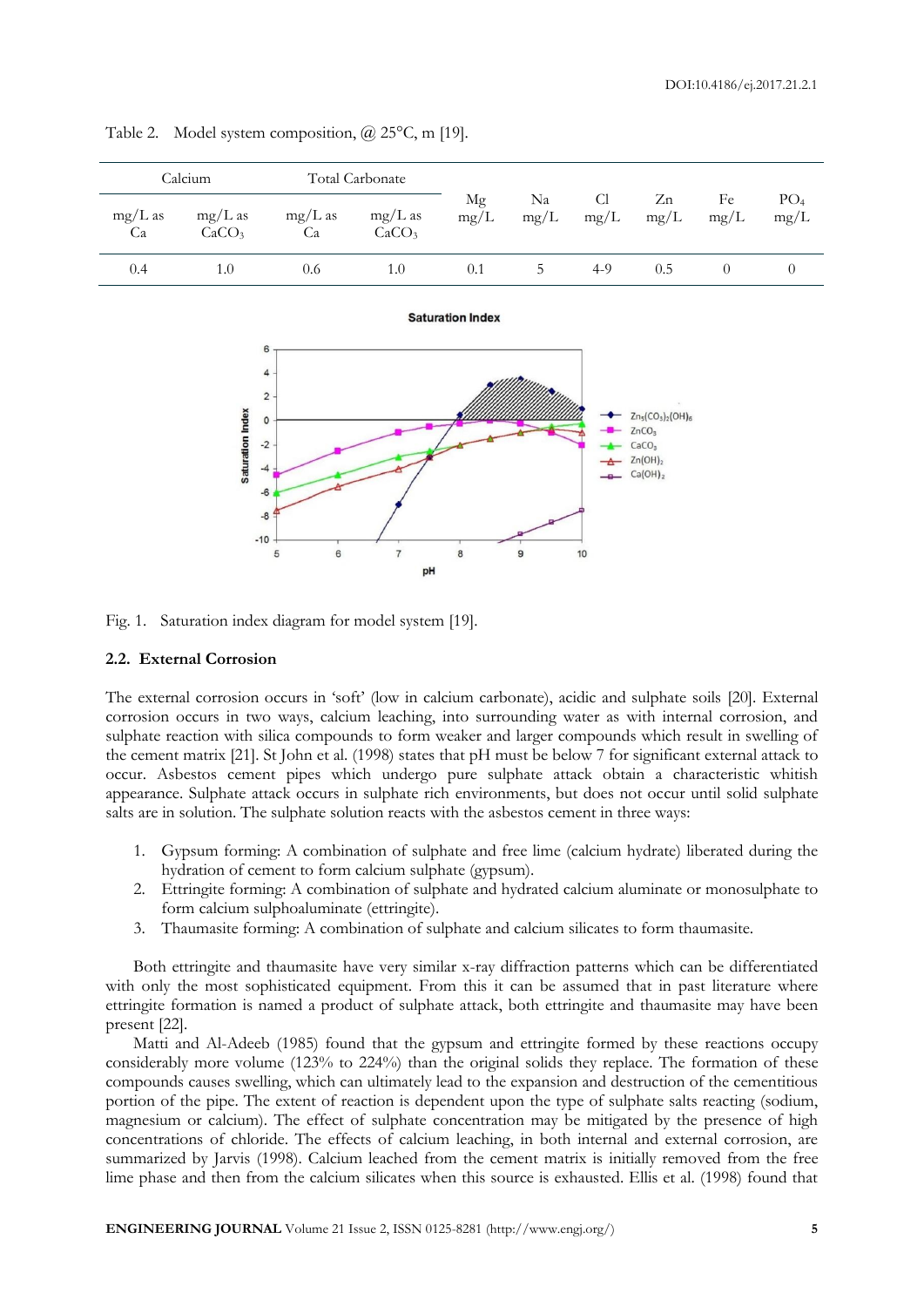Table 2. Model system composition, @ 25°C, m [19].

| Calcium | | Total Carbonate | | Mg mg/L | Na mg/L | Cl mg/L | Zn mg/L | Fe mg/L | $PO_4$ mg/L |
|---|---|---|---|---|---|---|---|---|---|
| mg/L as Ca | mg/L as $CaCO_3$ | mg/L as Ca | mg/L as $CaCO_3$ | | | | | | |
| 0.4 | 1.0 | 0.6 | 1.0 | 0.1 | 5 | 4-9 | 0.5 | 0 | 0 |

Fig. 1. Saturation index diagram for model system [19].

### 2.2. External Corrosion

The external corrosion occurs in 'soft' (low in calcium carbonate), acidic and sulphate soils [20]. External corrosion occurs in two ways, calcium leaching, into surrounding water as with internal corrosion, and sulphate reaction with silica compounds to form weaker and larger compounds which result in swelling of the cement matrix [21]. St John et al. (1998) states that pH must be below 7 for significant external attack to occur. Asbestos cement pipes which undergo pure sulphate attack obtain a characteristic whitish appearance. Sulphate attack occurs in sulphate rich environments, but does not occur until solid sulphate salts are in solution. The sulphate solution reacts with the asbestos cement in three ways:

1. Gypsum forming: A combination of sulphate and free lime (calcium hydrate) liberated during the hydration of cement to form calcium sulphate (gypsum).
2. Ettringite forming: A combination of sulphate and hydrated calcium aluminate or monosulphate to form calcium sulphoaluminate (ettringite).
3. Thaumasite forming: A combination of sulphate and calcium silicates to form thaumasite.

Both ettringite and thaumasite have very similar x-ray diffraction patterns which can be differentiated with only the most sophisticated equipment. From this it can be assumed that in past literature where ettringite formation is named a product of sulphate attack, both ettringite and thaumasite may have been present [22].

Matti and Al-Adeeb (1985) found that the gypsum and ettringite formed by these reactions occupy considerably more volume (123% to 224%) than the original solids they replace. The formation of these compounds causes swelling, which can ultimately lead to the expansion and destruction of the cementitious portion of the pipe. The extent of reaction is dependent upon the type of sulphate salts reacting (sodium, magnesium or calcium). The effect of sulphate concentration may be mitigated by the presence of high concentrations of chloride. The effects of calcium leaching, in both internal and external corrosion, are summarized by Jarvis (1998). Calcium leached from the cement matrix is initially removed from the free lime phase and then from the calcium silicates when this source is exhausted. Ellis et al. (1998) found that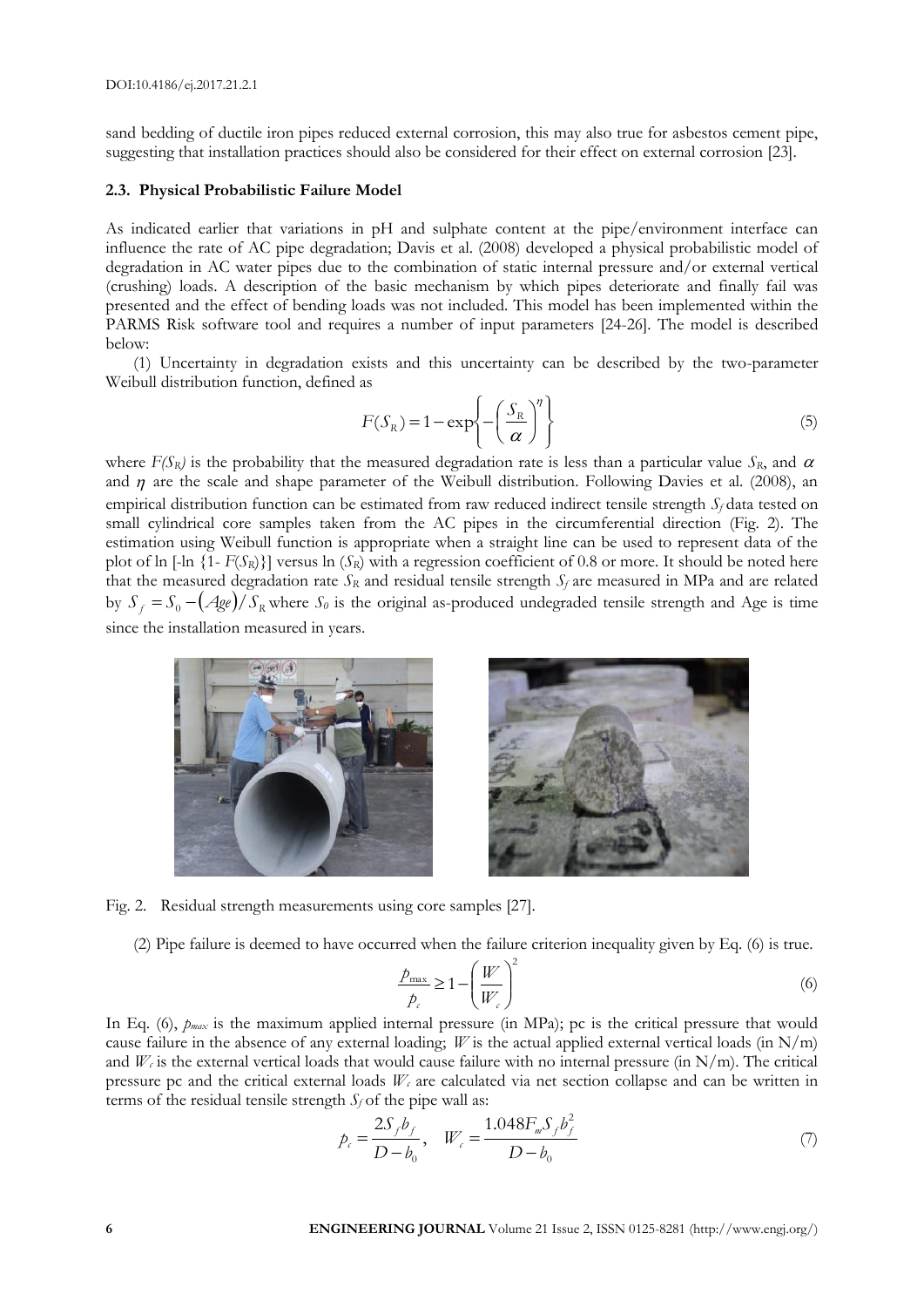sand bedding of ductile iron pipes reduced external corrosion, this may also true for asbestos cement pipe, suggesting that installation practices should also be considered for their effect on external corrosion [23].

### 2.3. Physical Probabilistic Failure Model

As indicated earlier that variations in pH and sulphate content at the pipe/environment interface can influence the rate of AC pipe degradation; Davis et al. (2008) developed a physical probabilistic model of degradation in AC water pipes due to the combination of static internal pressure and/or external vertical (crushing) loads. A description of the basic mechanism by which pipes deteriorate and finally fail was presented and the effect of bending loads was not included. This model has been implemented within the PARMS Risk software tool and requires a number of input parameters [24-26]. The model is described below:

(1) Uncertainty in degradation exists and this uncertainty can be described by the two-parameter Weibull distribution function, defined as

$$F(S_R) = 1 - \exp\left\{-\left(\frac{S_R}{\alpha}\right)^{\eta}\right\} \tag{5}$$

where $F(S_R)$ is the probability that the measured degradation rate is less than a particular value $S_R$, and $\alpha$ and $\eta$ are the scale and shape parameter of the Weibull distribution. Following Davies et al. (2008), an empirical distribution function can be estimated from raw reduced indirect tensile strength $S_f$ data tested on small cylindrical core samples taken from the AC pipes in the circumferential direction (Fig. 2). The estimation using Weibull function is appropriate when a straight line can be used to represent data of the plot of ln [-ln {1- $F(S_R)$}] versus ln ($S_R$) with a regression coefficient of 0.8 or more. It should be noted here that the measured degradation rate $S_R$ and residual tensile strength $S_f$ are measured in MPa and are related by $S_f = S_0 - (Age)/S_R$ where $S_0$ is the original as-produced undegraded tensile strength and Age is time since the installation measured in years.

Fig. 2. Residual strength measurements using core samples [27].

(2) Pipe failure is deemed to have occurred when the failure criterion inequality given by Eq. (6) is true.

$$\frac{p_{max}}{p_c} \geq 1 - \left(\frac{W}{W_c}\right)^2 \tag{6}$$

In Eq. (6), $p_{max}$ is the maximum applied internal pressure (in MPa); pc is the critical pressure that would cause failure in the absence of any external loading; $W$ is the actual applied external vertical loads (in N/m) and $W_c$ is the external vertical loads that would cause failure with no internal pressure (in N/m). The critical pressure pc and the critical external loads $W_c$ are calculated via net section collapse and can be written in terms of the residual tensile strength $S_f$ of the pipe wall as:

$$p_c = \frac{2S_f b_f}{D - b_0}, \quad W_c = \frac{1.048 F_m S_f b_f^2}{D - b_0} \tag{7}$$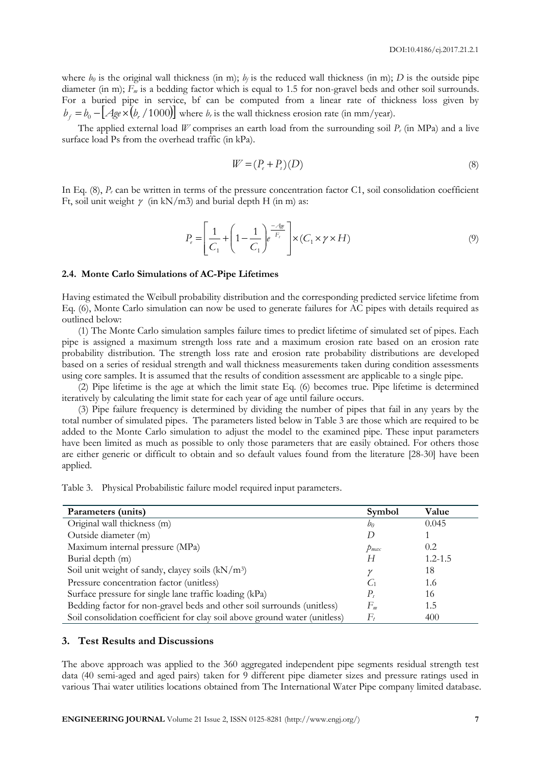where $b_0$ is the original wall thickness (in m); $b_f$ is the reduced wall thickness (in m); $D$ is the outside pipe diameter (in m); $F_m$ is a bedding factor which is equal to 1.5 for non-gravel beds and other soil surrounds. For a buried pipe in service, bf can be computed from a linear rate of thickness loss given by $b_f = b_0 - \left[Age \times (b_r / 1000)\right]$ where $b_r$ is the wall thickness erosion rate (in mm/year).

The applied external load $W$ comprises an earth load from the surrounding soil $P_e$ (in MPa) and a live surface load Ps from the overhead traffic (in kPa).

$$W = (P_e + P_s)(D) \tag{8}$$

In Eq. (8), $P_e$ can be written in terms of the pressure concentration factor C1, soil consolidation coefficient Ft, soil unit weight $\gamma$ (in kN/m3) and burial depth H (in m) as:

$$P_e = \left[\frac{1}{C_1} + \left(1 - \frac{1}{C_1}\right) e^{\frac{-Age}{F_t}}\right] \times (C_1 \times \gamma \times H) \tag{9}$$

### 2.4. Monte Carlo Simulations of AC-Pipe Lifetimes

Having estimated the Weibull probability distribution and the corresponding predicted service lifetime from Eq. (6), Monte Carlo simulation can now be used to generate failures for AC pipes with details required as outlined below:

(1) The Monte Carlo simulation samples failure times to predict lifetime of simulated set of pipes. Each pipe is assigned a maximum strength loss rate and a maximum erosion rate based on an erosion rate probability distribution. The strength loss rate and erosion rate probability distributions are developed based on a series of residual strength and wall thickness measurements taken during condition assessments using core samples. It is assumed that the results of condition assessment are applicable to a single pipe.

(2) Pipe lifetime is the age at which the limit state Eq. (6) becomes true. Pipe lifetime is determined iteratively by calculating the limit state for each year of age until failure occurs.

(3) Pipe failure frequency is determined by dividing the number of pipes that fail in any years by the total number of simulated pipes. The parameters listed below in Table 3 are those which are required to be added to the Monte Carlo simulation to adjust the model to the examined pipe. These input parameters have been limited as much as possible to only those parameters that are easily obtained. For others those are either generic or difficult to obtain and so default values found from the literature [28-30] have been applied.

Table 3. Physical Probabilistic failure model required input parameters.

| Parameters (units) | Symbol | Value |
|---|---|---|
| Original wall thickness (m) | $b_0$ | 0.045 |
| Outside diameter (m) | $D$ | 1 |
| Maximum internal pressure (MPa) | $p_{max}$ | 0.2 |
| Burial depth (m) | $H$ | 1.2-1.5 |
| Soil unit weight of sandy, clayey soils (kN/m³) | $\gamma$ | 18 |
| Pressure concentration factor (unitless) | $C_1$ | 1.6 |
| Surface pressure for single lane traffic loading (kPa) | $P_s$ | 16 |
| Bedding factor for non-gravel beds and other soil surrounds (unitless) | $F_m$ | 1.5 |
| Soil consolidation coefficient for clay soil above ground water (unitless) | $F_t$ | 400 |

## 3. Test Results and Discussions

The above approach was applied to the 360 aggregated independent pipe segments residual strength test data (40 semi-aged and aged pairs) taken for 9 different pipe diameter sizes and pressure ratings used in various Thai water utilities locations obtained from The International Water Pipe company limited database.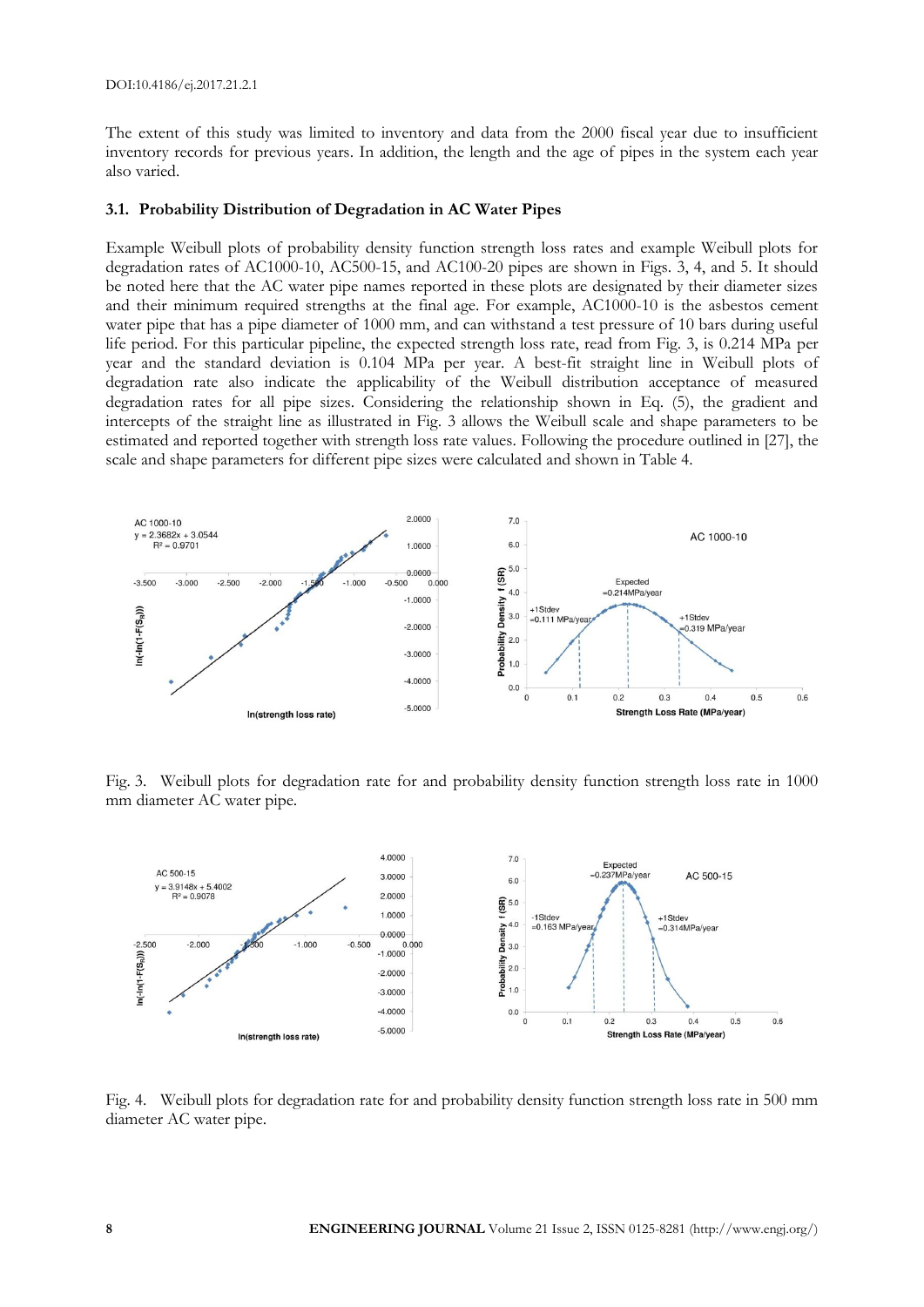The extent of this study was limited to inventory and data from the 2000 fiscal year due to insufficient inventory records for previous years. In addition, the length and the age of pipes in the system each year also varied.

### 3.1. Probability Distribution of Degradation in AC Water Pipes

Example Weibull plots of probability density function strength loss rates and example Weibull plots for degradation rates of AC1000-10, AC500-15, and AC100-20 pipes are shown in Figs. 3, 4, and 5. It should be noted here that the AC water pipe names reported in these plots are designated by their diameter sizes and their minimum required strengths at the final age. For example, AC1000-10 is the asbestos cement water pipe that has a pipe diameter of 1000 mm, and can withstand a test pressure of 10 bars during useful life period. For this particular pipeline, the expected strength loss rate, read from Fig. 3, is 0.214 MPa per year and the standard deviation is 0.104 MPa per year. A best-fit straight line in Weibull plots of degradation rate also indicate the applicability of the Weibull distribution acceptance of measured degradation rates for all pipe sizes. Considering the relationship shown in Eq. (5), the gradient and intercepts of the straight line as illustrated in Fig. 3 allows the Weibull scale and shape parameters to be estimated and reported together with strength loss rate values. Following the procedure outlined in [27], the scale and shape parameters for different pipe sizes were calculated and shown in Table 4.

Fig. 3. Weibull plots for degradation rate for and probability density function strength loss rate in 1000 mm diameter AC water pipe.

Fig. 4. Weibull plots for degradation rate for and probability density function strength loss rate in 500 mm diameter AC water pipe.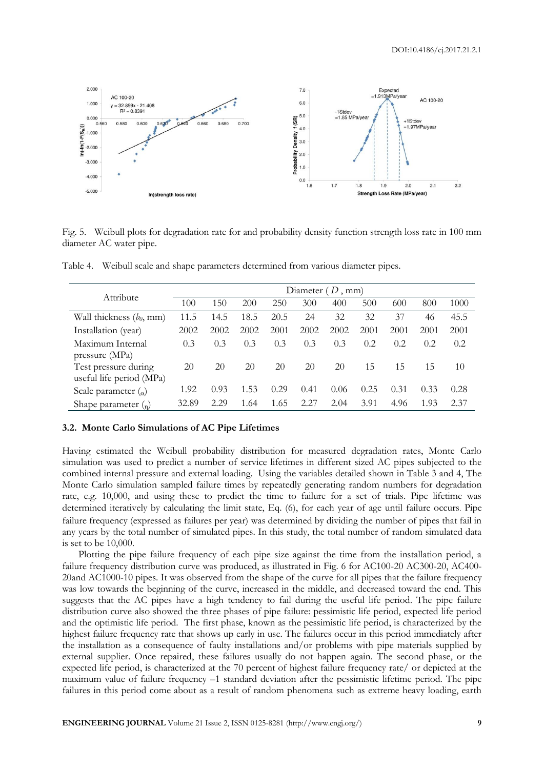Fig. 5. Weibull plots for degradation rate for and probability density function strength loss rate in 100 mm diameter AC water pipe.

Table 4. Weibull scale and shape parameters determined from various diameter pipes.

| Attribute | Diameter ( $D$ , mm) | | | | | | | | | |
|---|---|---|---|---|---|---|---|---|---|---|
| | 100 | 150 | 200 | 250 | 300 | 400 | 500 | 600 | 800 | 1000 |
| Wall thickness ($b_0$, mm) | 11.5 | 14.5 | 18.5 | 20.5 | 24 | 32 | 32 | 37 | 46 | 45.5 |
| Installation (year) | 2002 | 2002 | 2002 | 2001 | 2002 | 2002 | 2001 | 2001 | 2001 | 2001 |
| Maximum Internal pressure (MPa) | 0.3 | 0.3 | 0.3 | 0.3 | 0.3 | 0.3 | 0.2 | 0.2 | 0.2 | 0.2 |
| Test pressure during useful life period (MPa) | 20 | 20 | 20 | 20 | 20 | 20 | 15 | 15 | 15 | 10 |
| Scale parameter ($\alpha$) | 1.92 | 0.93 | 1.53 | 0.29 | 0.41 | 0.06 | 0.25 | 0.31 | 0.33 | 0.28 |
| Shape parameter ($\eta$) | 32.89 | 2.29 | 1.64 | 1.65 | 2.27 | 2.04 | 3.91 | 4.96 | 1.93 | 2.37 |

### 3.2. Monte Carlo Simulations of AC Pipe Lifetimes

Having estimated the Weibull probability distribution for measured degradation rates, Monte Carlo simulation was used to predict a number of service lifetimes in different sized AC pipes subjected to the combined internal pressure and external loading. Using the variables detailed shown in Table 3 and 4, The Monte Carlo simulation sampled failure times by repeatedly generating random numbers for degradation rate, e.g. 10,000, and using these to predict the time to failure for a set of trials. Pipe lifetime was determined iteratively by calculating the limit state, Eq. (6), for each year of age until failure occurs. Pipe failure frequency (expressed as failures per year) was determined by dividing the number of pipes that fail in any years by the total number of simulated pipes. In this study, the total number of random simulated data is set to be 10,000.

Plotting the pipe failure frequency of each pipe size against the time from the installation period, a failure frequency distribution curve was produced, as illustrated in Fig. 6 for AC100-20 AC300-20, AC400-20and AC1000-10 pipes. It was observed from the shape of the curve for all pipes that the failure frequency was low towards the beginning of the curve, increased in the middle, and decreased toward the end. This suggests that the AC pipes have a high tendency to fail during the useful life period. The pipe failure distribution curve also showed the three phases of pipe failure: pessimistic life period, expected life period and the optimistic life period. The first phase, known as the pessimistic life period, is characterized by the highest failure frequency rate that shows up early in use. The failures occur in this period immediately after the installation as a consequence of faulty installations and/or problems with pipe materials supplied by external supplier. Once repaired, these failures usually do not happen again. The second phase, or the expected life period, is characterized at the 70 percent of highest failure frequency rate/ or depicted at the maximum value of failure frequency –1 standard deviation after the pessimistic lifetime period. The pipe failures in this period come about as a result of random phenomena such as extreme heavy loading, earth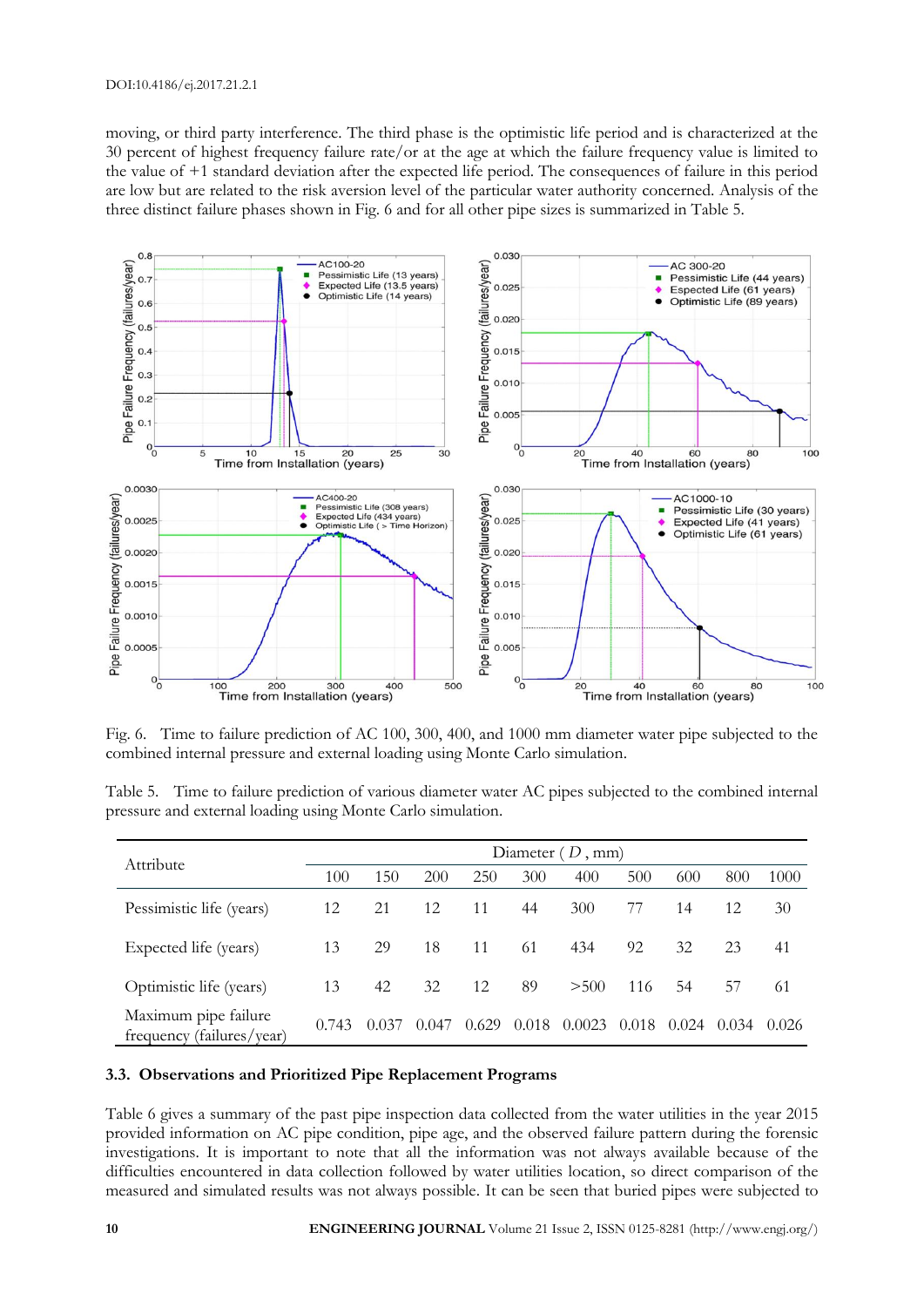moving, or third party interference. The third phase is the optimistic life period and is characterized at the 30 percent of highest frequency failure rate/or at the age at which the failure frequency value is limited to the value of +1 standard deviation after the expected life period. The consequences of failure in this period are low but are related to the risk aversion level of the particular water authority concerned. Analysis of the three distinct failure phases shown in Fig. 6 and for all other pipe sizes is summarized in Table 5.

Fig. 6. Time to failure prediction of AC 100, 300, 400, and 1000 mm diameter water pipe subjected to the combined internal pressure and external loading using Monte Carlo simulation.

Table 5. Time to failure prediction of various diameter water AC pipes subjected to the combined internal pressure and external loading using Monte Carlo simulation.

| Attribute | Diameter ( $D$ , mm) | | | | | | | | | |
|---|---|---|---|---|---|---|---|---|---|---|
| | 100 | 150 | 200 | 250 | 300 | 400 | 500 | 600 | 800 | 1000 |
| Pessimistic life (years) | 12 | 21 | 12 | 11 | 44 | 300 | 77 | 14 | 12 | 30 |
| Expected life (years) | 13 | 29 | 18 | 11 | 61 | 434 | 92 | 32 | 23 | 41 |
| Optimistic life (years) | 13 | 42 | 32 | 12 | 89 | >500 | 116 | 54 | 57 | 61 |
| Maximum pipe failure frequency (failures/year) | 0.743 | 0.037 | 0.047 | 0.629 | 0.018 | 0.0023 | 0.018 | 0.024 | 0.034 | 0.026 |

### 3.3. Observations and Prioritized Pipe Replacement Programs

Table 6 gives a summary of the past pipe inspection data collected from the water utilities in the year 2015 provided information on AC pipe condition, pipe age, and the observed failure pattern during the forensic investigations. It is important to note that all the information was not always available because of the difficulties encountered in data collection followed by water utilities location, so direct comparison of the measured and simulated results was not always possible. It can be seen that buried pipes were subjected to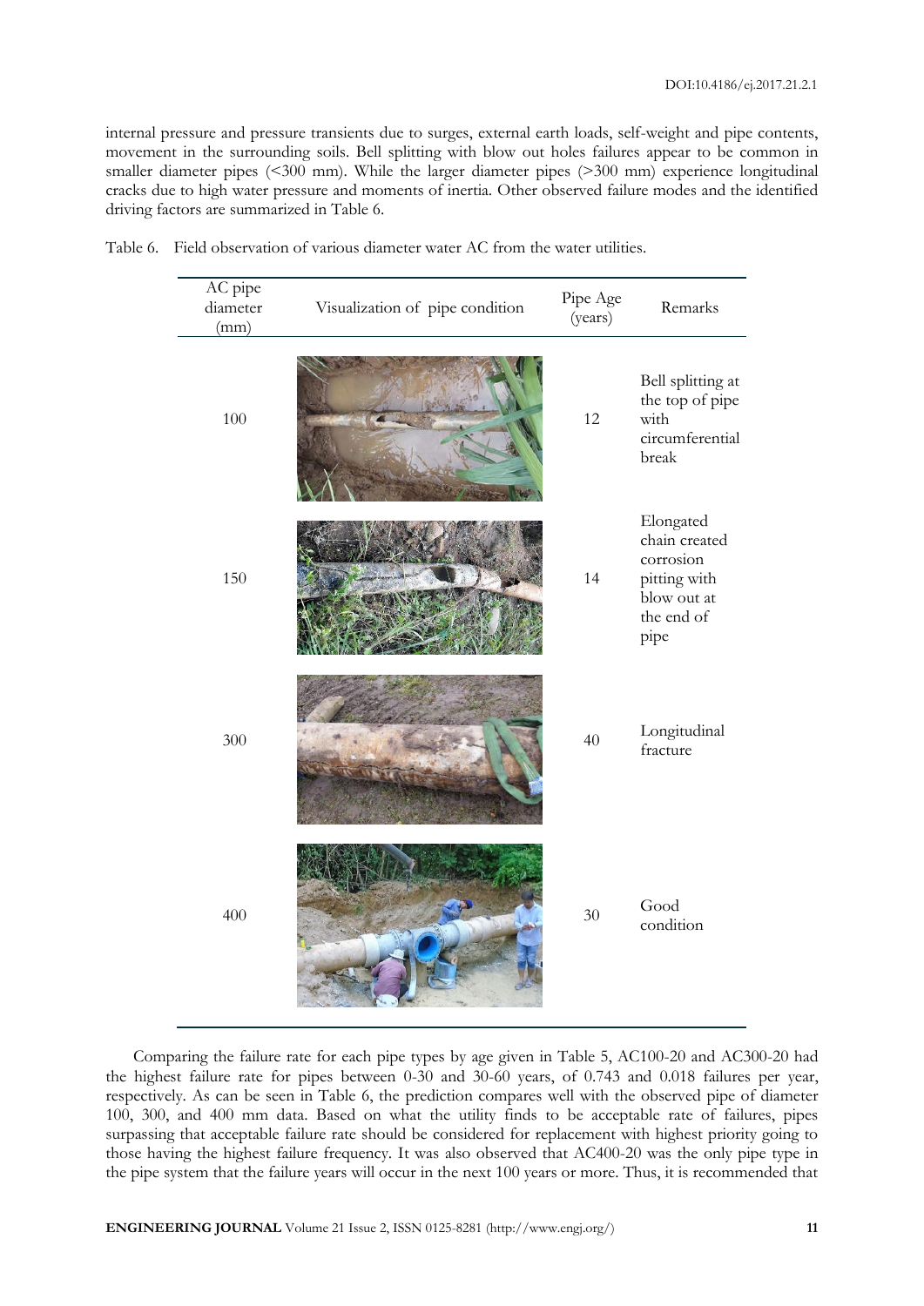internal pressure and pressure transients due to surges, external earth loads, self-weight and pipe contents, movement in the surrounding soils. Bell splitting with blow out holes failures appear to be common in smaller diameter pipes (<300 mm). While the larger diameter pipes (>300 mm) experience longitudinal cracks due to high water pressure and moments of inertia. Other observed failure modes and the identified driving factors are summarized in Table 6.

Table 6. Field observation of various diameter water AC from the water utilities.

| AC pipe diameter (mm) | Visualization of pipe condition | Pipe Age (years) | Remarks |
|---|---|---|---|
| 100 | | 12 | Bell splitting at the top of pipe with circumferential break |
| 150 | | 14 | Elongated chain created corrosion pitting with blow out at the end of pipe |
| 300 | | 40 | Longitudinal fracture |
| 400 | | 30 | Good condition |

Comparing the failure rate for each pipe types by age given in Table 5, AC100-20 and AC300-20 had the highest failure rate for pipes between 0-30 and 30-60 years, of 0.743 and 0.018 failures per year, respectively. As can be seen in Table 6, the prediction compares well with the observed pipe of diameter 100, 300, and 400 mm data. Based on what the utility finds to be acceptable rate of failures, pipes surpassing that acceptable failure rate should be considered for replacement with highest priority going to those having the highest failure frequency. It was also observed that AC400-20 was the only pipe type in the pipe system that the failure years will occur in the next 100 years or more. Thus, it is recommended that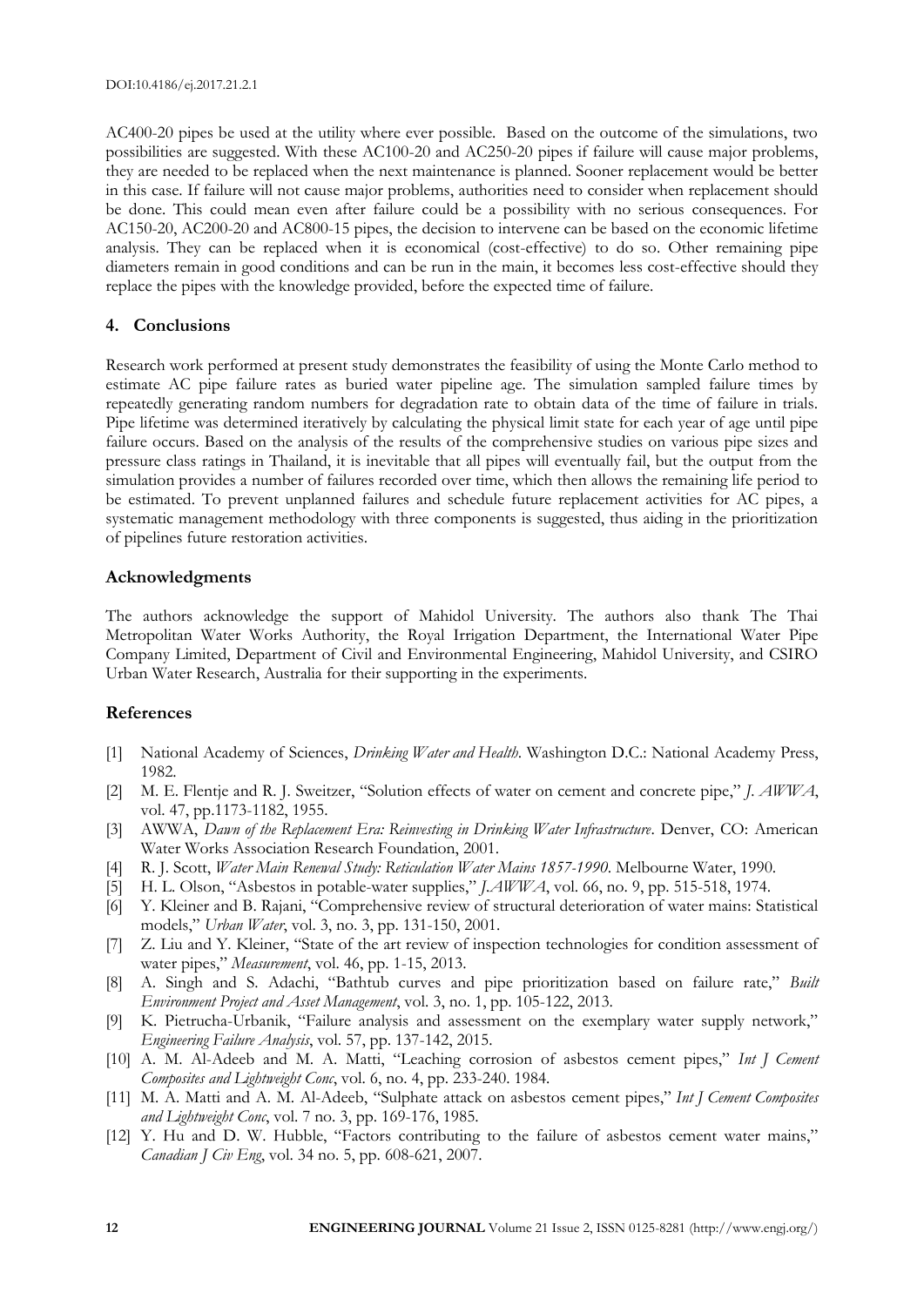AC400-20 pipes be used at the utility where ever possible. Based on the outcome of the simulations, two possibilities are suggested. With these AC100-20 and AC250-20 pipes if failure will cause major problems, they are needed to be replaced when the next maintenance is planned. Sooner replacement would be better in this case. If failure will not cause major problems, authorities need to consider when replacement should be done. This could mean even after failure could be a possibility with no serious consequences. For AC150-20, AC200-20 and AC800-15 pipes, the decision to intervene can be based on the economic lifetime analysis. They can be replaced when it is economical (cost-effective) to do so. Other remaining pipe diameters remain in good conditions and can be run in the main, it becomes less cost-effective should they replace the pipes with the knowledge provided, before the expected time of failure.

## 4. Conclusions

Research work performed at present study demonstrates the feasibility of using the Monte Carlo method to estimate AC pipe failure rates as buried water pipeline age. The simulation sampled failure times by repeatedly generating random numbers for degradation rate to obtain data of the time of failure in trials. Pipe lifetime was determined iteratively by calculating the physical limit state for each year of age until pipe failure occurs. Based on the analysis of the results of the comprehensive studies on various pipe sizes and pressure class ratings in Thailand, it is inevitable that all pipes will eventually fail, but the output from the simulation provides a number of failures recorded over time, which then allows the remaining life period to be estimated. To prevent unplanned failures and schedule future replacement activities for AC pipes, a systematic management methodology with three components is suggested, thus aiding in the prioritization of pipelines future restoration activities.

## Acknowledgments

The authors acknowledge the support of Mahidol University. The authors also thank The Thai Metropolitan Water Works Authority, the Royal Irrigation Department, the International Water Pipe Company Limited, Department of Civil and Environmental Engineering, Mahidol University, and CSIRO Urban Water Research, Australia for their supporting in the experiments.

## References

[1] National Academy of Sciences, *Drinking Water and Health*. Washington D.C.: National Academy Press, 1982.

[2] M. E. Flentje and R. J. Sweitzer, "Solution effects of water on cement and concrete pipe," *J. AWWA*, vol. 47, pp.1173-1182, 1955.

[3] AWWA, *Dawn of the Replacement Era: Reinvesting in Drinking Water Infrastructure*. Denver, CO: American Water Works Association Research Foundation, 2001.

[4] R. J. Scott, *Water Main Renewal Study: Reticulation Water Mains 1857-1990*. Melbourne Water, 1990.

[5] H. L. Olson, "Asbestos in potable-water supplies," *J.AWWA*, vol. 66, no. 9, pp. 515-518, 1974.

[6] Y. Kleiner and B. Rajani, "Comprehensive review of structural deterioration of water mains: Statistical models," *Urban Water*, vol. 3, no. 3, pp. 131-150, 2001.

[7] Z. Liu and Y. Kleiner, "State of the art review of inspection technologies for condition assessment of water pipes," *Measurement*, vol. 46, pp. 1-15, 2013.

[8] A. Singh and S. Adachi, "Bathtub curves and pipe prioritization based on failure rate," *Built Environment Project and Asset Management*, vol. 3, no. 1, pp. 105-122, 2013.

[9] K. Pietrucha-Urbanik, "Failure analysis and assessment on the exemplary water supply network," *Engineering Failure Analysis*, vol. 57, pp. 137-142, 2015.

[10] A. M. Al-Adeeb and M. A. Matti, "Leaching corrosion of asbestos cement pipes," *Int J Cement Composites and Lightweight Conc*, vol. 6, no. 4, pp. 233-240. 1984.

[11] M. A. Matti and A. M. Al-Adeeb, "Sulphate attack on asbestos cement pipes," *Int J Cement Composites and Lightweight Conc*, vol. 7 no. 3, pp. 169-176, 1985.

[12] Y. Hu and D. W. Hubble, "Factors contributing to the failure of asbestos cement water mains," *Canadian J Civ Eng*, vol. 34 no. 5, pp. 608-621, 2007.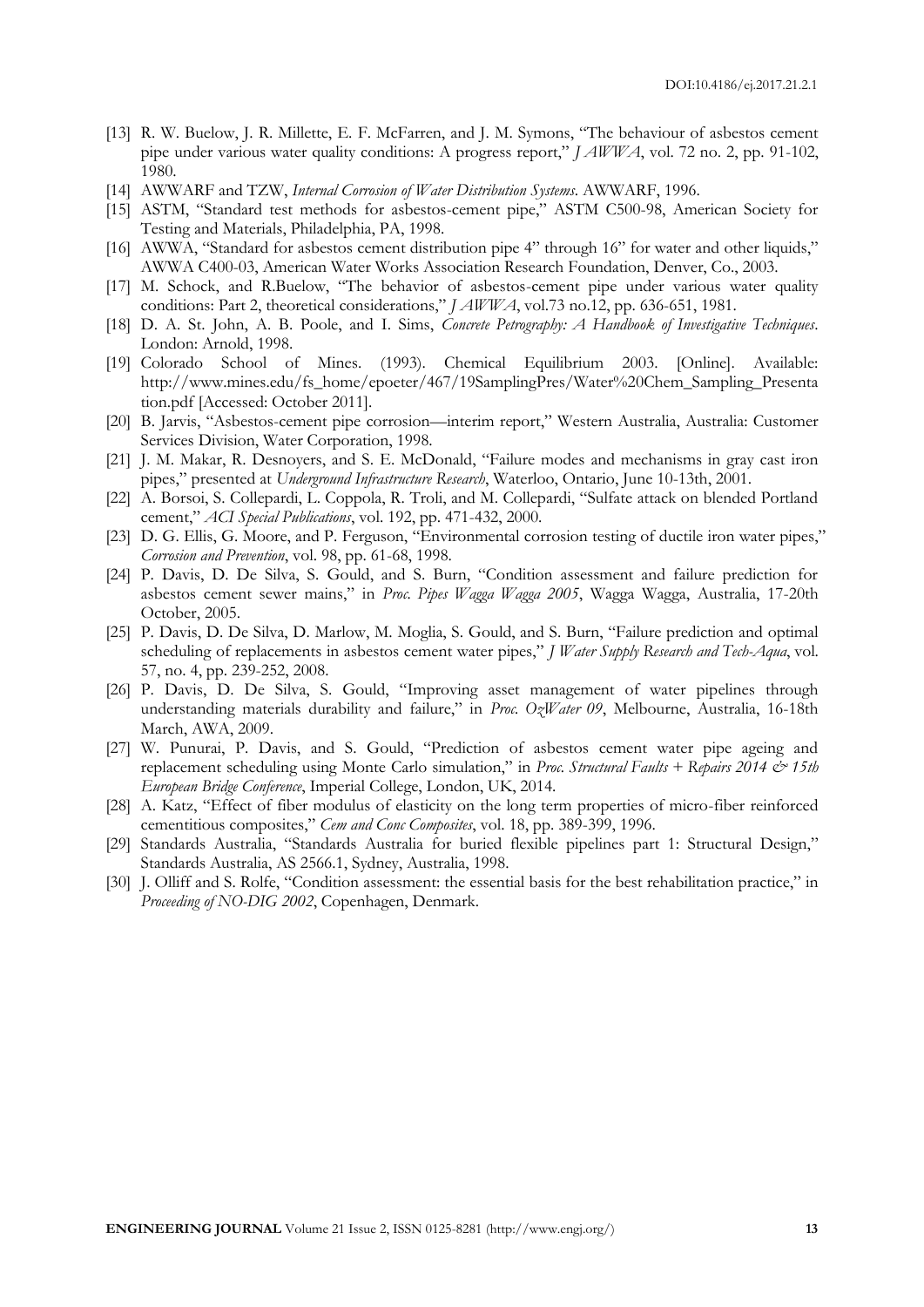[13] R. W. Buelow, J. R. Millette, E. F. McFarren, and J. M. Symons, "The behaviour of asbestos cement pipe under various water quality conditions: A progress report," *J AWWA*, vol. 72 no. 2, pp. 91-102, 1980.

[14] AWWARF and TZW, *Internal Corrosion of Water Distribution Systems*. AWWARF, 1996.

[15] ASTM, "Standard test methods for asbestos-cement pipe," ASTM C500-98, American Society for Testing and Materials, Philadelphia, PA, 1998.

[16] AWWA, "Standard for asbestos cement distribution pipe 4" through 16" for water and other liquids," AWWA C400-03, American Water Works Association Research Foundation, Denver, Co., 2003.

[17] M. Schock, and R.Buelow, "The behavior of asbestos-cement pipe under various water quality conditions: Part 2, theoretical considerations," *J AWWA*, vol.73 no.12, pp. 636-651, 1981.

[18] D. A. St. John, A. B. Poole, and I. Sims, *Concrete Petrography: A Handbook of Investigative Techniques*. London: Arnold, 1998.

[19] Colorado School of Mines. (1993). Chemical Equilibrium 2003. [Online]. Available: http://www.mines.edu/fs_home/epoeter/467/19SamplingPres/Water%20Chem_Sampling_Presentation.pdf [Accessed: October 2011].

[20] B. Jarvis, "Asbestos-cement pipe corrosion—interim report," Western Australia, Australia: Customer Services Division, Water Corporation, 1998.

[21] J. M. Makar, R. Desnoyers, and S. E. McDonald, "Failure modes and mechanisms in gray cast iron pipes," presented at *Underground Infrastructure Research*, Waterloo, Ontario, June 10-13th, 2001.

[22] A. Borsoi, S. Collepardi, L. Coppola, R. Troli, and M. Collepardi, "Sulfate attack on blended Portland cement," *ACI Special Publications*, vol. 192, pp. 471-432, 2000.

[23] D. G. Ellis, G. Moore, and P. Ferguson, "Environmental corrosion testing of ductile iron water pipes," *Corrosion and Prevention*, vol. 98, pp. 61-68, 1998.

[24] P. Davis, D. De Silva, S. Gould, and S. Burn, "Condition assessment and failure prediction for asbestos cement sewer mains," in *Proc. Pipes Wagga Wagga 2005*, Wagga Wagga, Australia, 17-20th October, 2005.

[25] P. Davis, D. De Silva, D. Marlow, M. Moglia, S. Gould, and S. Burn, "Failure prediction and optimal scheduling of replacements in asbestos cement water pipes," *J Water Supply Research and Tech-Aqua*, vol. 57, no. 4, pp. 239-252, 2008.

[26] P. Davis, D. De Silva, S. Gould, "Improving asset management of water pipelines through understanding materials durability and failure," in *Proc. OzWater 09*, Melbourne, Australia, 16-18th March, AWA, 2009.

[27] W. Punurai, P. Davis, and S. Gould, "Prediction of asbestos cement water pipe ageing and replacement scheduling using Monte Carlo simulation," in *Proc. Structural Faults + Repairs 2014 & 15th European Bridge Conference*, Imperial College, London, UK, 2014.

[28] A. Katz, "Effect of fiber modulus of elasticity on the long term properties of micro-fiber reinforced cementitious composites," *Cem and Conc Composites*, vol. 18, pp. 389-399, 1996.

[29] Standards Australia, "Standards Australia for buried flexible pipelines part 1: Structural Design," Standards Australia, AS 2566.1, Sydney, Australia, 1998.

[30] J. Olliff and S. Rolfe, "Condition assessment: the essential basis for the best rehabilitation practice," in *Proceeding of NO-DIG 2002*, Copenhagen, Denmark.